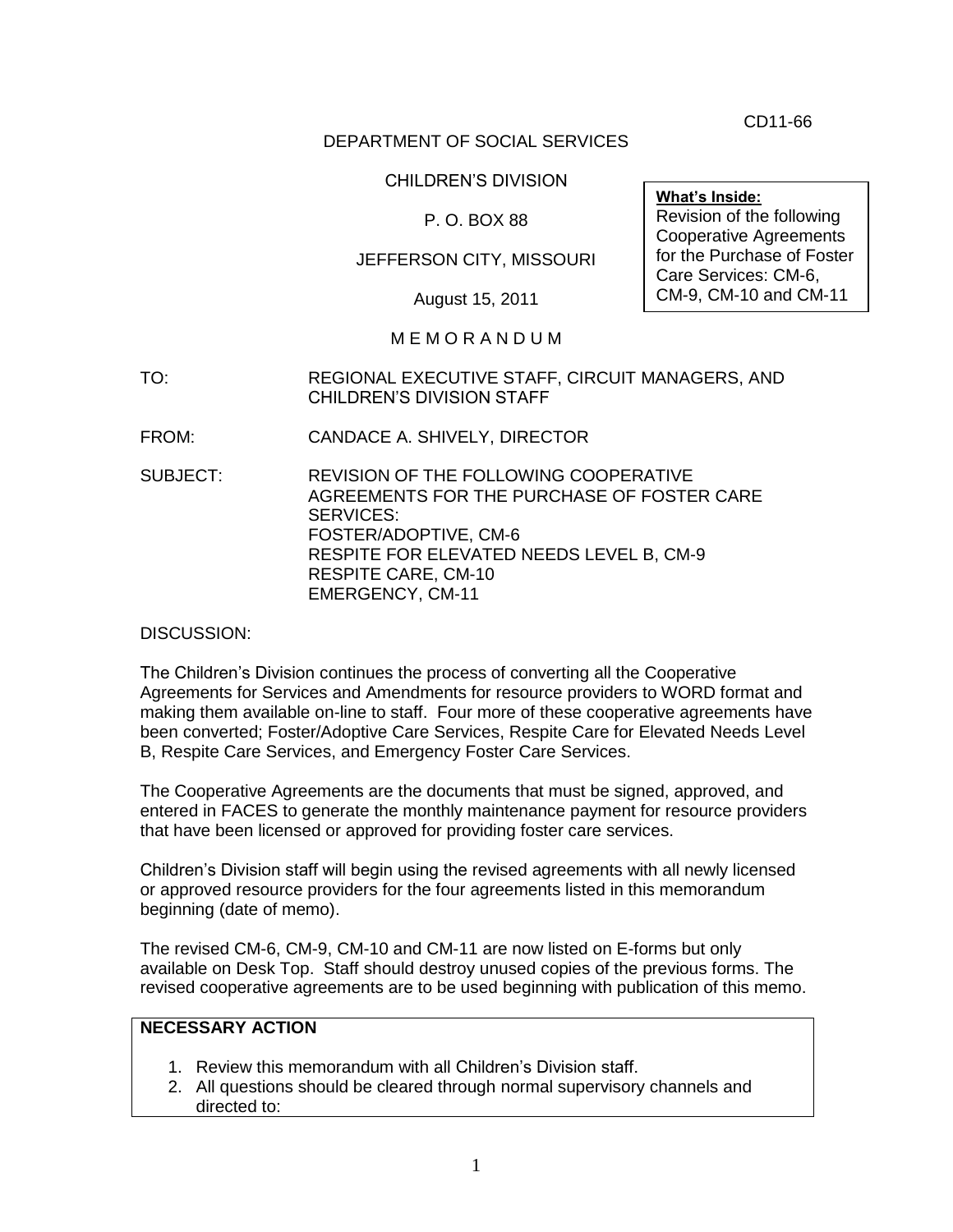CD11-66

DEPARTMENT OF SOCIAL SERVICES

CHILDREN'S DIVISION

P. O. BOX 88

JEFFERSON CITY, MISSOURI

August 15, 2011

> **What's Inside:**
> Revision of the following Cooperative Agreements for the Purchase of Foster Care Services: CM-6, CM-9, CM-10 and CM-11

M E M O R A N D U M

TO: REGIONAL EXECUTIVE STAFF, CIRCUIT MANAGERS, AND CHILDREN'S DIVISION STAFF

FROM: CANDACE A. SHIVELY, DIRECTOR

SUBJECT: REVISION OF THE FOLLOWING COOPERATIVE AGREEMENTS FOR THE PURCHASE OF FOSTER CARE SERVICES:
FOSTER/ADOPTIVE, CM-6
RESPITE FOR ELEVATED NEEDS LEVEL B, CM-9
RESPITE CARE, CM-10
EMERGENCY, CM-11

DISCUSSION:

The Children's Division continues the process of converting all the Cooperative Agreements for Services and Amendments for resource providers to WORD format and making them available on-line to staff. Four more of these cooperative agreements have been converted; Foster/Adoptive Care Services, Respite Care for Elevated Needs Level B, Respite Care Services, and Emergency Foster Care Services.

The Cooperative Agreements are the documents that must be signed, approved, and entered in FACES to generate the monthly maintenance payment for resource providers that have been licensed or approved for providing foster care services.

Children's Division staff will begin using the revised agreements with all newly licensed or approved resource providers for the four agreements listed in this memorandum beginning (date of memo).

The revised CM-6, CM-9, CM-10 and CM-11 are now listed on E-forms but only available on Desk Top. Staff should destroy unused copies of the previous forms. The revised cooperative agreements are to be used beginning with publication of this memo.

**NECESSARY ACTION**

1. Review this memorandum with all Children's Division staff.
2. All questions should be cleared through normal supervisory channels and directed to: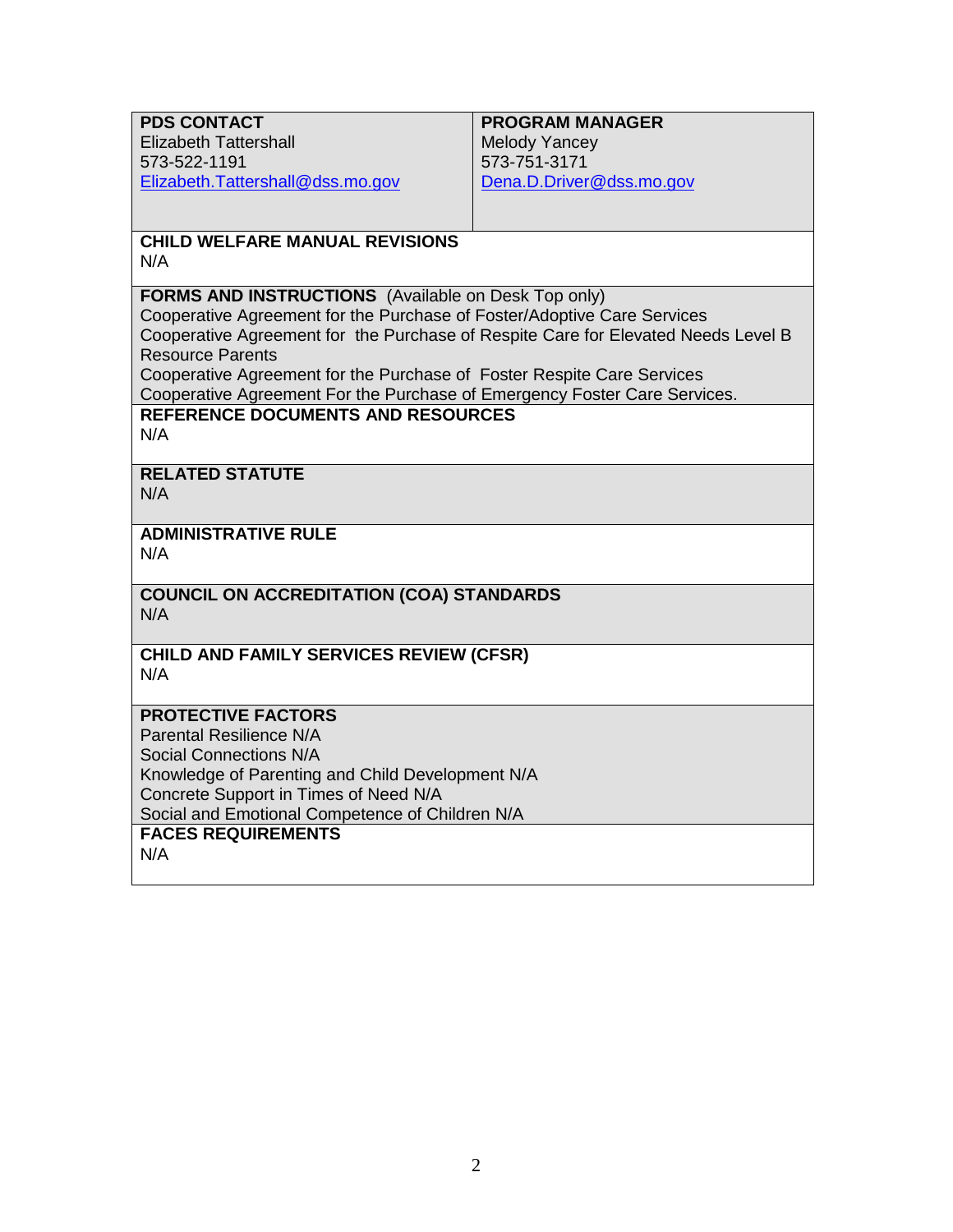| **PDS CONTACT** | **PROGRAM MANAGER** |
| --- | --- |
| Elizabeth Tattershall<br>573-522-1191<br>Elizabeth.Tattershall@dss.mo.gov | Melody Yancey<br>573-751-3171<br>Dena.D.Driver@dss.mo.gov |

**CHILD WELFARE MANUAL REVISIONS**
N/A

**FORMS AND INSTRUCTIONS** (Available on Desk Top only)
Cooperative Agreement for the Purchase of Foster/Adoptive Care Services
Cooperative Agreement for the Purchase of Respite Care for Elevated Needs Level B Resource Parents
Cooperative Agreement for the Purchase of Foster Respite Care Services
Cooperative Agreement For the Purchase of Emergency Foster Care Services.

**REFERENCE DOCUMENTS AND RESOURCES**
N/A

**RELATED STATUTE**
N/A

**ADMINISTRATIVE RULE**
N/A

**COUNCIL ON ACCREDITATION (COA) STANDARDS**
N/A

**CHILD AND FAMILY SERVICES REVIEW (CFSR)**
N/A

**PROTECTIVE FACTORS**
Parental Resilience N/A
Social Connections N/A
Knowledge of Parenting and Child Development N/A
Concrete Support in Times of Need N/A
Social and Emotional Competence of Children N/A

**FACES REQUIREMENTS**
N/A